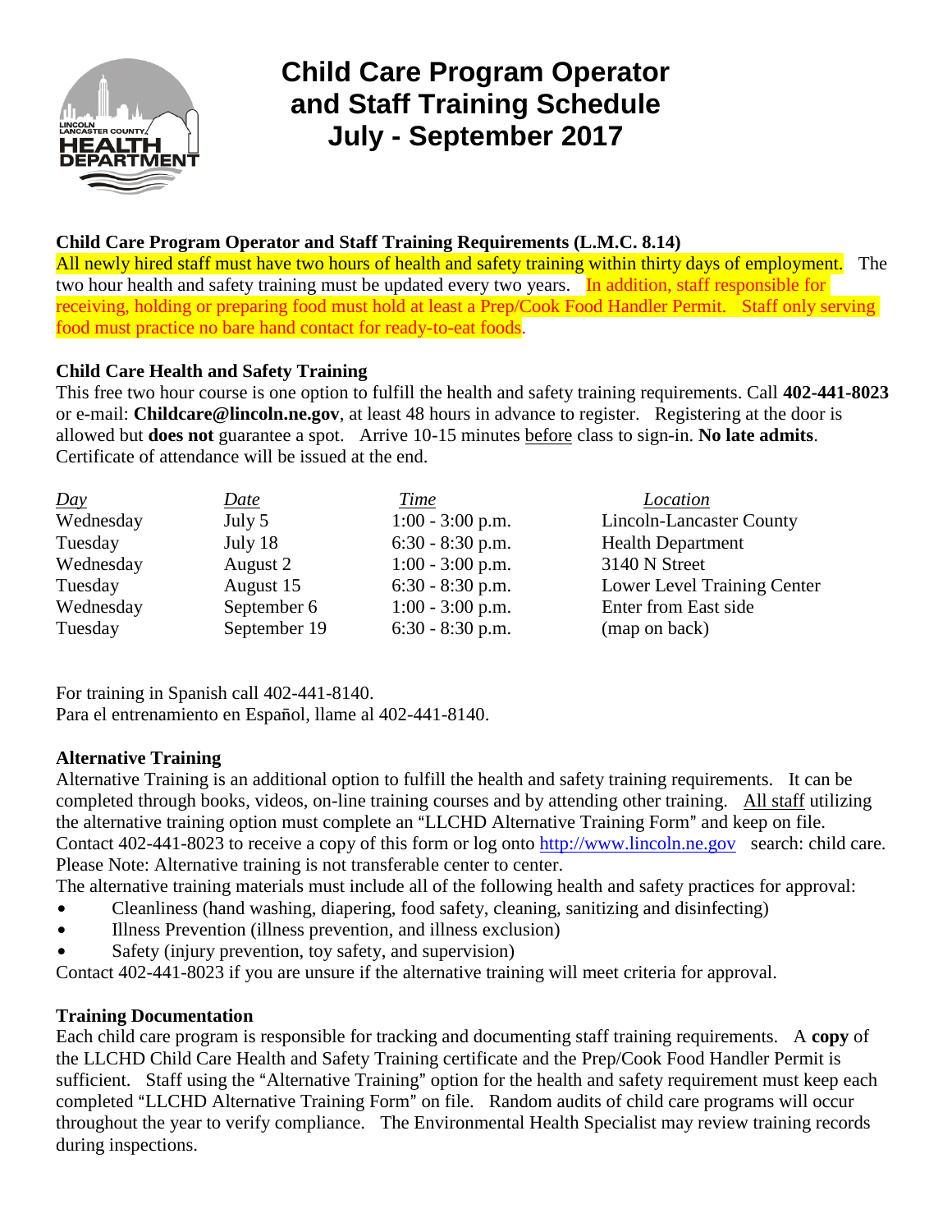# Child Care Program Operator and Staff Training Schedule July - September 2017

**Child Care Program Operator and Staff Training Requirements (L.M.C. 8.14)**

All newly hired staff must have two hours of health and safety training within thirty days of employment. The two hour health and safety training must be updated every two years. In addition, staff responsible for receiving, holding or preparing food must hold at least a Prep/Cook Food Handler Permit. Staff only serving food must practice no bare hand contact for ready-to-eat foods.

**Child Care Health and Safety Training**

This free two hour course is one option to fulfill the health and safety training requirements. Call **402-441-8023** or e-mail: **Childcare@lincoln.ne.gov**, at least 48 hours in advance to register. Registering at the door is allowed but **does not** guarantee a spot. Arrive 10-15 minutes before class to sign-in. **No late admits**. Certificate of attendance will be issued at the end.

| *Day* | *Date* | *Time* | *Location* |
|---|---|---|---|
| Wednesday | July 5 | 1:00 - 3:00 p.m. | Lincoln-Lancaster County |
| Tuesday | July 18 | 6:30 - 8:30 p.m. | Health Department |
| Wednesday | August 2 | 1:00 - 3:00 p.m. | 3140 N Street |
| Tuesday | August 15 | 6:30 - 8:30 p.m. | Lower Level Training Center |
| Wednesday | September 6 | 1:00 - 3:00 p.m. | Enter from East side |
| Tuesday | September 19 | 6:30 - 8:30 p.m. | (map on back) |

For training in Spanish call 402-441-8140.
Para el entrenamiento en Español, llame al 402-441-8140.

**Alternative Training**

Alternative Training is an additional option to fulfill the health and safety training requirements. It can be completed through books, videos, on-line training courses and by attending other training. All staff utilizing the alternative training option must complete an "LLCHD Alternative Training Form" and keep on file. Contact 402-441-8023 to receive a copy of this form or log onto http://www.lincoln.ne.gov search: child care. Please Note: Alternative training is not transferable center to center.

The alternative training materials must include all of the following health and safety practices for approval:

- Cleanliness (hand washing, diapering, food safety, cleaning, sanitizing and disinfecting)
- Illness Prevention (illness prevention, and illness exclusion)
- Safety (injury prevention, toy safety, and supervision)

Contact 402-441-8023 if you are unsure if the alternative training will meet criteria for approval.

**Training Documentation**

Each child care program is responsible for tracking and documenting staff training requirements. A **copy** of the LLCHD Child Care Health and Safety Training certificate and the Prep/Cook Food Handler Permit is sufficient. Staff using the "Alternative Training" option for the health and safety requirement must keep each completed "LLCHD Alternative Training Form" on file. Random audits of child care programs will occur throughout the year to verify compliance. The Environmental Health Specialist may review training records during inspections.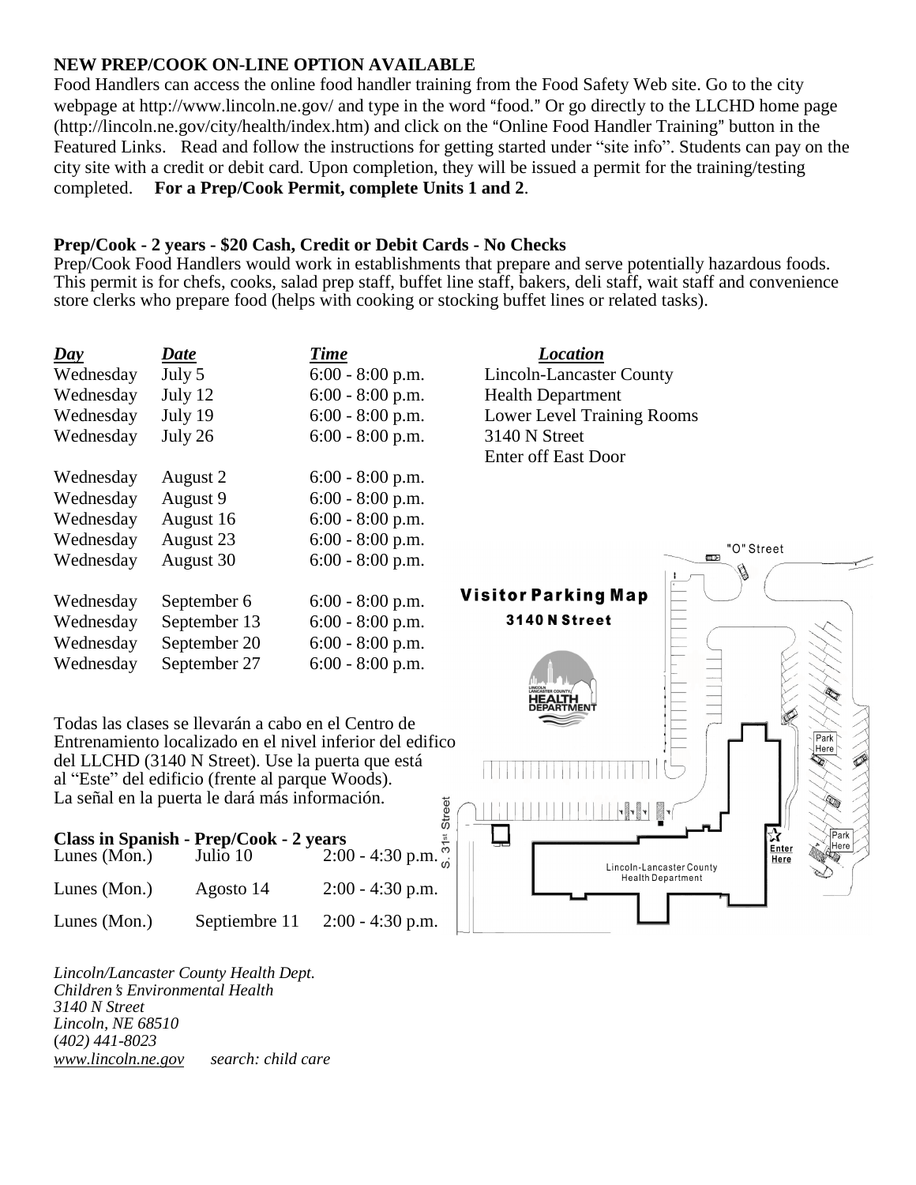**NEW PREP/COOK ON-LINE OPTION AVAILABLE**

Food Handlers can access the online food handler training from the Food Safety Web site. Go to the city webpage at http://www.lincoln.ne.gov/ and type in the word "food." Or go directly to the LLCHD home page (http://lincoln.ne.gov/city/health/index.htm) and click on the "Online Food Handler Training" button in the Featured Links. Read and follow the instructions for getting started under "site info". Students can pay on the city site with a credit or debit card. Upon completion, they will be issued a permit for the training/testing completed. **For a Prep/Cook Permit, complete Units 1 and 2**.

**Prep/Cook - 2 years - $20 Cash, Credit or Debit Cards - No Checks**

Prep/Cook Food Handlers would work in establishments that prepare and serve potentially hazardous foods. This permit is for chefs, cooks, salad prep staff, buffet line staff, bakers, deli staff, wait staff and convenience store clerks who prepare food (helps with cooking or stocking buffet lines or related tasks).

| ***Day*** | ***Date*** | ***Time*** | ***Location*** |
|---|---|---|---|
| Wednesday | July 5 | 6:00 - 8:00 p.m. | Lincoln-Lancaster County |
| Wednesday | July 12 | 6:00 - 8:00 p.m. | Health Department |
| Wednesday | July 19 | 6:00 - 8:00 p.m. | Lower Level Training Rooms |
| Wednesday | July 26 | 6:00 - 8:00 p.m. | 3140 N Street |
| | | | Enter off East Door |
| Wednesday | August 2 | 6:00 - 8:00 p.m. | |
| Wednesday | August 9 | 6:00 - 8:00 p.m. | |
| Wednesday | August 16 | 6:00 - 8:00 p.m. | |
| Wednesday | August 23 | 6:00 - 8:00 p.m. | |
| Wednesday | August 30 | 6:00 - 8:00 p.m. | |
| Wednesday | September 6 | 6:00 - 8:00 p.m. | |
| Wednesday | September 13 | 6:00 - 8:00 p.m. | |
| Wednesday | September 20 | 6:00 - 8:00 p.m. | |
| Wednesday | September 27 | 6:00 - 8:00 p.m. | |

**Visitor Parking Map**

**3140 N Street**

"O" Street

S. 31st Street

Park Here

Park Here

Enter Here

Lincoln-Lancaster County Health Department

Todas las clases se llevarán a cabo en el Centro de Entrenamiento localizado en el nivel inferior del edifico del LLCHD (3140 N Street). Use la puerta que está al "Este" del edificio (frente al parque Woods). La señal en la puerta le dará más información.

**Class in Spanish - Prep/Cook - 2 years**

| | | |
|---|---|---|
| Lunes (Mon.) | Julio 10 | 2:00 - 4:30 p.m. |
| Lunes (Mon.) | Agosto 14 | 2:00 - 4:30 p.m. |
| Lunes (Mon.) | Septiembre 11 | 2:00 - 4:30 p.m. |

*Lincoln/Lancaster County Health Dept.*
*Children's Environmental Health*
*3140 N Street*
*Lincoln, NE 68510*
*(402) 441-8023*
*www.lincoln.ne.gov* *search: child care*